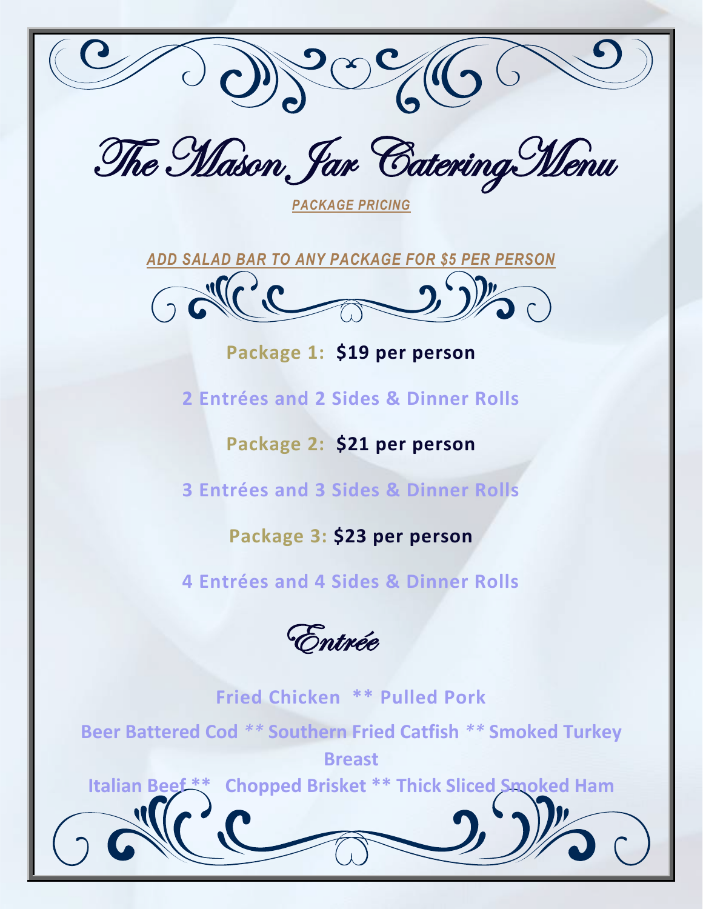# The Mason Jar Catering Menu

***PACKAGE PRICING***

***ADD SALAD BAR TO ANY PACKAGE FOR $5 PER PERSON***

**Package 1: $19 per person**

**2 Entrées and 2 Sides & Dinner Rolls**

**Package 2: $21 per person**

**3 Entrées and 3 Sides & Dinner Rolls**

**Package 3: $23 per person**

**4 Entrées and 4 Sides & Dinner Rolls**

## Entrée

**Fried Chicken ** Pulled Pork**

**Beer Battered Cod ** Southern Fried Catfish ** Smoked Turkey Breast**

**Italian Beef ** Chopped Brisket ** Thick Sliced Smoked Ham**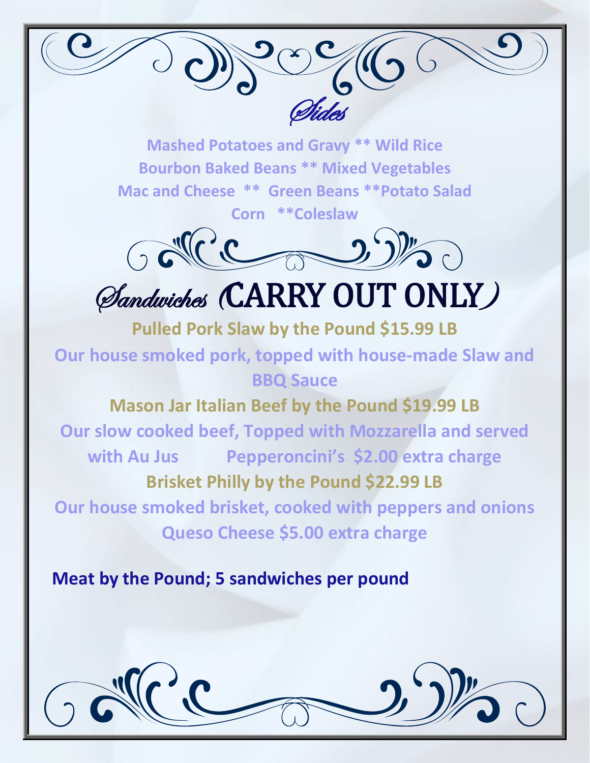## Sides

Mashed Potatoes and Gravy ** Wild Rice
Bourbon Baked Beans ** Mixed Vegetables
Mac and Cheese ** Green Beans **Potato Salad
Corn **Coleslaw

## Sandwiches (CARRY OUT ONLY)

**Pulled Pork Slaw by the Pound $15.99 LB**

Our house smoked pork, topped with house-made Slaw and BBQ Sauce

**Mason Jar Italian Beef by the Pound $19.99 LB**

Our slow cooked beef, Topped with Mozzarella and served with Au Jus Pepperoncini's $2.00 extra charge

**Brisket Philly by the Pound $22.99 LB**

Our house smoked brisket, cooked with peppers and onions
Queso Cheese $5.00 extra charge

**Meat by the Pound; 5 sandwiches per pound**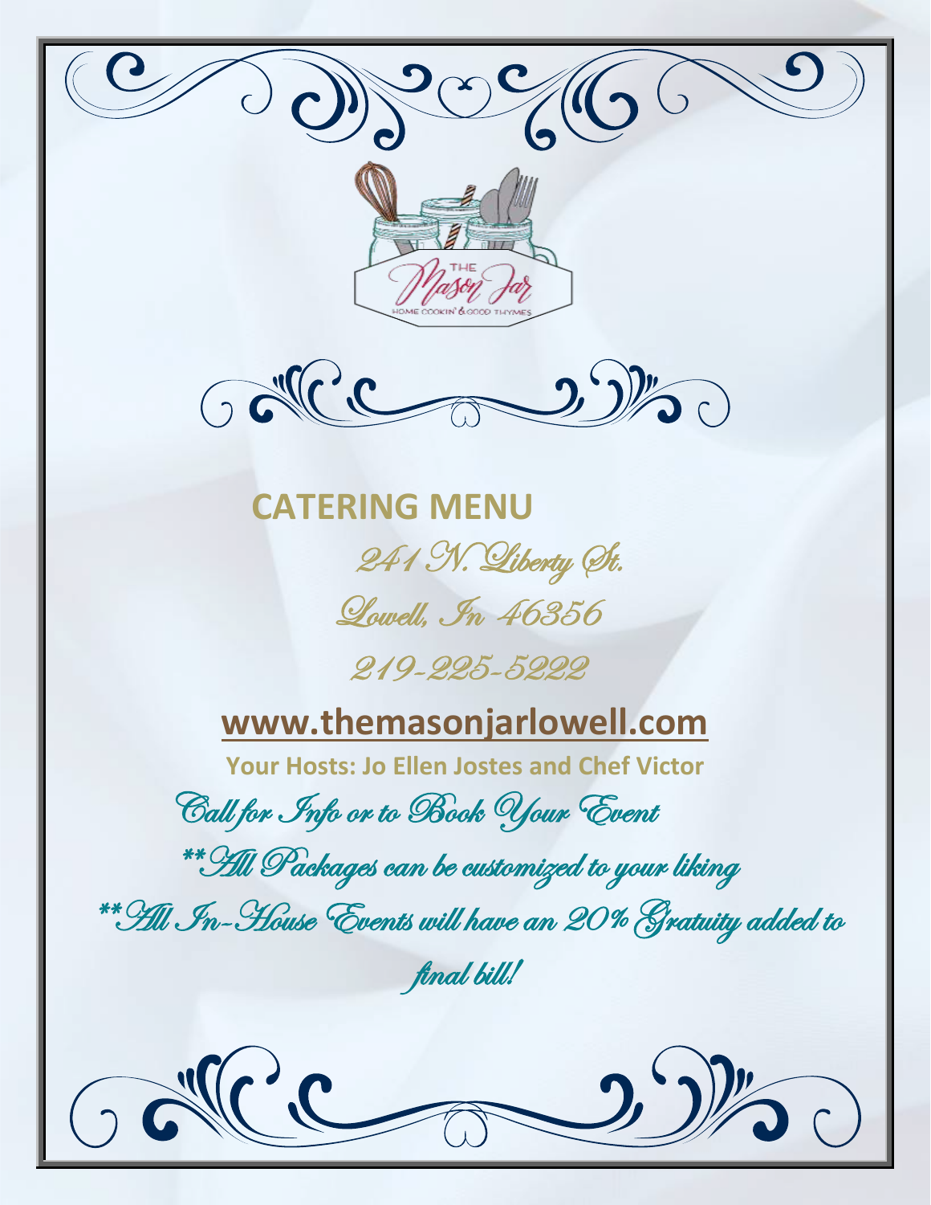THE Mason Jar

HOME COOKIN' & GOOD THYMES

# CATERING MENU

241 N. Liberty St.

Lowell, In 46356

219-225-5222

**www.themasonjarlowell.com**

**Your Hosts: Jo Ellen Jostes and Chef Victor**

*Call for Info or to Book Your Event*

*\*\*All Packages can be customized to your liking*

*\*\*All In-House Events will have an 20% Gratuity added to final bill!*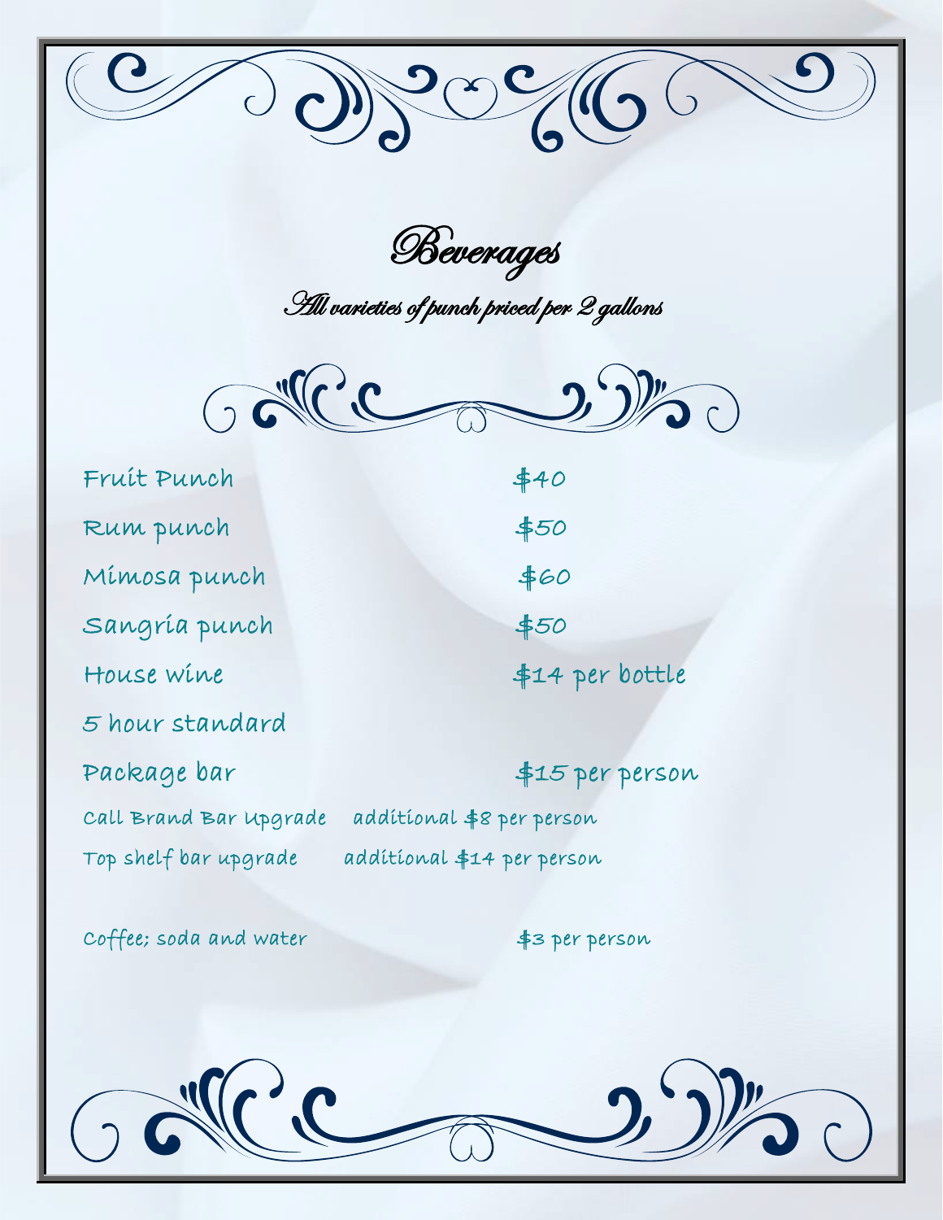# Beverages

*All varieties of punch priced per 2 gallons*

| | |
|---|---|
| Fruit Punch | $40 |
| Rum punch | $50 |
| Mimosa punch | $60 |
| Sangria punch | $50 |
| House wine | $14 per bottle |
| 5 hour standard | |
| Package bar | $15 per person |
| Call Brand Bar Upgrade | additional $8 per person |
| Top shelf bar upgrade | additional $14 per person |
| Coffee; soda and water | $3 per person |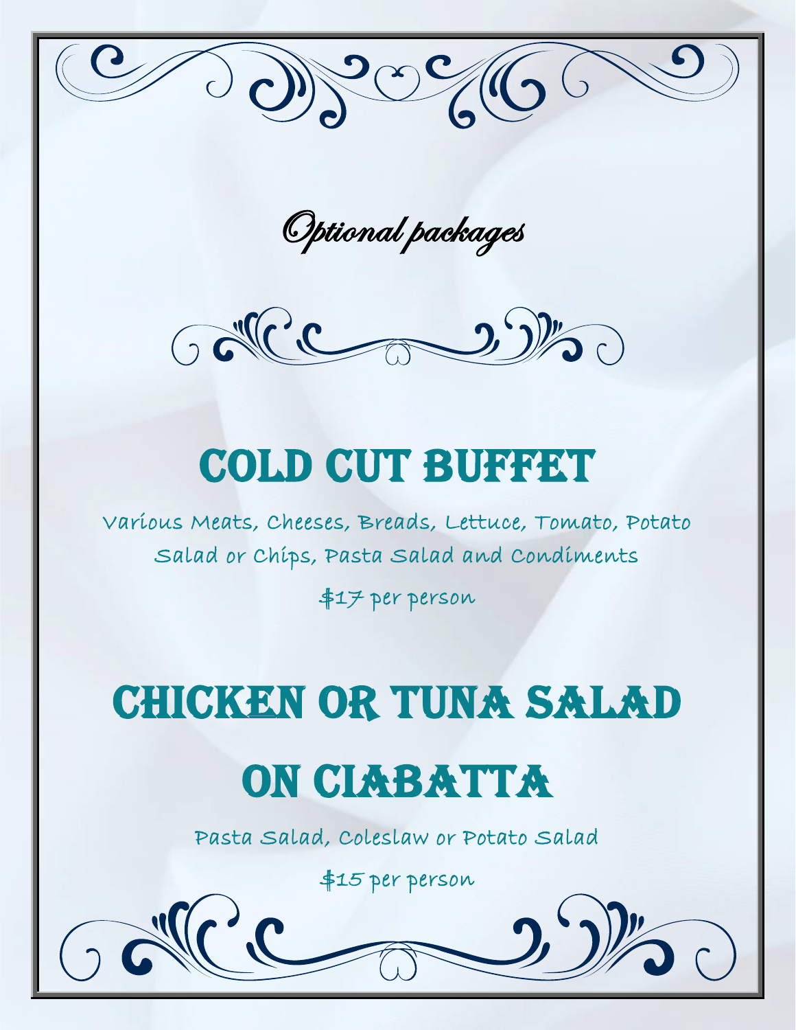# *Optional packages*

## COLD CUT BUFFET

Various Meats, Cheeses, Breads, Lettuce, Tomato, Potato Salad or Chips, Pasta Salad and Condiments

$17 per person

## CHICKEN OR TUNA SALAD ON CIABATTA

Pasta Salad, Coleslaw or Potato Salad

$15 per person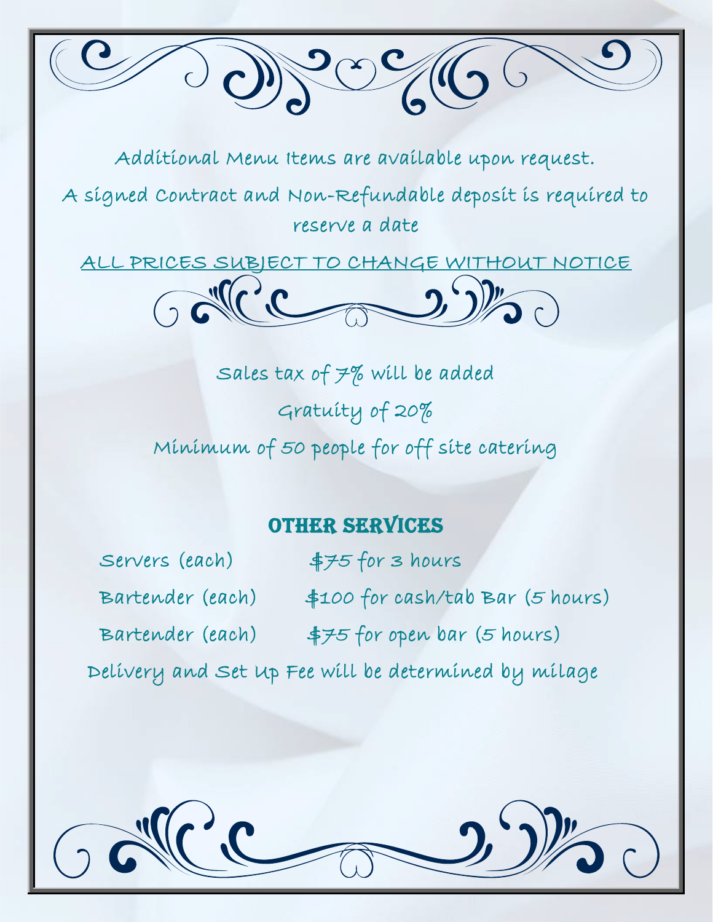Additional Menu Items are available upon request.

A signed Contract and Non-Refundable deposit is required to reserve a date

ALL PRICES SUBJECT TO CHANGE WITHOUT NOTICE

Sales tax of 7% will be added

Gratuity of 20%

Minimum of 50 people for off site catering

## OTHER SERVICES

| | |
|---|---|
| Servers (each) | $75 for 3 hours |
| Bartender (each) | $100 for cash/tab Bar (5 hours) |
| Bartender (each) | $75 for open bar (5 hours) |

Delivery and Set Up Fee will be determined by milage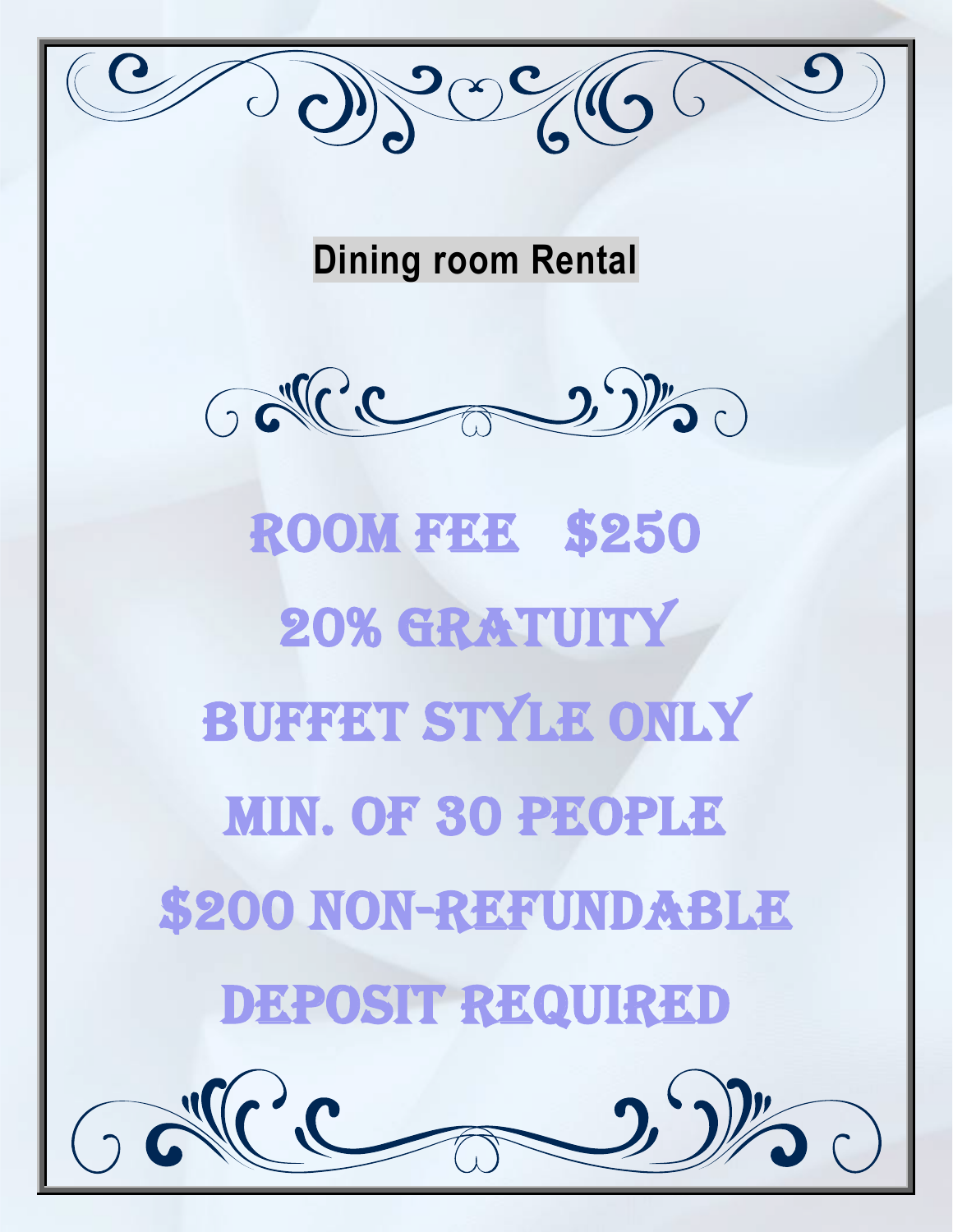## Dining room Rental

Room Fee $250

20% Gratuity

Buffet style only

Min. of 30 people

$200 non-refundable

deposit required